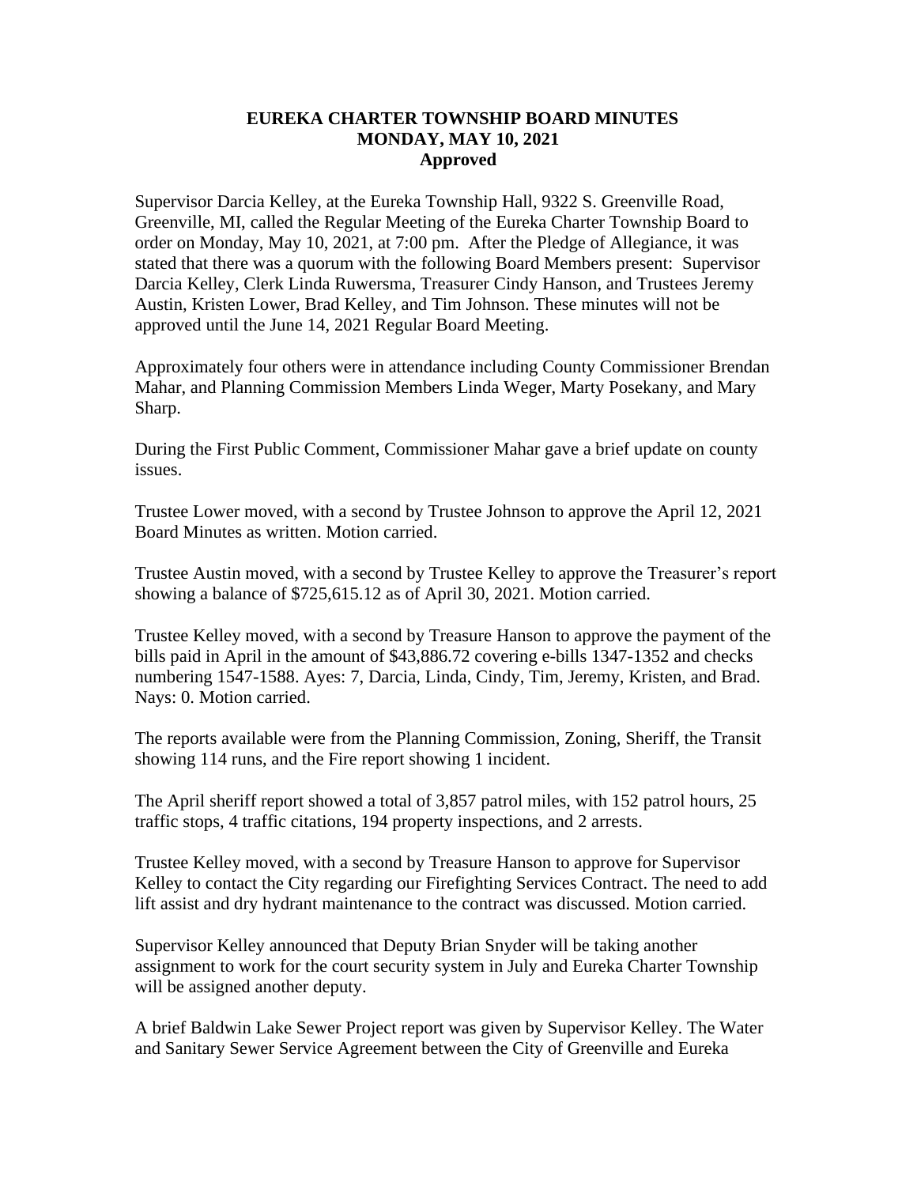# EUREKA CHARTER TOWNSHIP BOARD MINUTES
## MONDAY, MAY 10, 2021
### Approved

Supervisor Darcia Kelley, at the Eureka Township Hall, 9322 S. Greenville Road, Greenville, MI, called the Regular Meeting of the Eureka Charter Township Board to order on Monday, May 10, 2021, at 7:00 pm. After the Pledge of Allegiance, it was stated that there was a quorum with the following Board Members present: Supervisor Darcia Kelley, Clerk Linda Ruwersma, Treasurer Cindy Hanson, and Trustees Jeremy Austin, Kristen Lower, Brad Kelley, and Tim Johnson. These minutes will not be approved until the June 14, 2021 Regular Board Meeting.

Approximately four others were in attendance including County Commissioner Brendan Mahar, and Planning Commission Members Linda Weger, Marty Posekany, and Mary Sharp.

During the First Public Comment, Commissioner Mahar gave a brief update on county issues.

Trustee Lower moved, with a second by Trustee Johnson to approve the April 12, 2021 Board Minutes as written. Motion carried.

Trustee Austin moved, with a second by Trustee Kelley to approve the Treasurer's report showing a balance of $725,615.12 as of April 30, 2021. Motion carried.

Trustee Kelley moved, with a second by Treasure Hanson to approve the payment of the bills paid in April in the amount of $43,886.72 covering e-bills 1347-1352 and checks numbering 1547-1588. Ayes: 7, Darcia, Linda, Cindy, Tim, Jeremy, Kristen, and Brad. Nays: 0. Motion carried.

The reports available were from the Planning Commission, Zoning, Sheriff, the Transit showing 114 runs, and the Fire report showing 1 incident.

The April sheriff report showed a total of 3,857 patrol miles, with 152 patrol hours, 25 traffic stops, 4 traffic citations, 194 property inspections, and 2 arrests.

Trustee Kelley moved, with a second by Treasure Hanson to approve for Supervisor Kelley to contact the City regarding our Firefighting Services Contract. The need to add lift assist and dry hydrant maintenance to the contract was discussed. Motion carried.

Supervisor Kelley announced that Deputy Brian Snyder will be taking another assignment to work for the court security system in July and Eureka Charter Township will be assigned another deputy.

A brief Baldwin Lake Sewer Project report was given by Supervisor Kelley. The Water and Sanitary Sewer Service Agreement between the City of Greenville and Eureka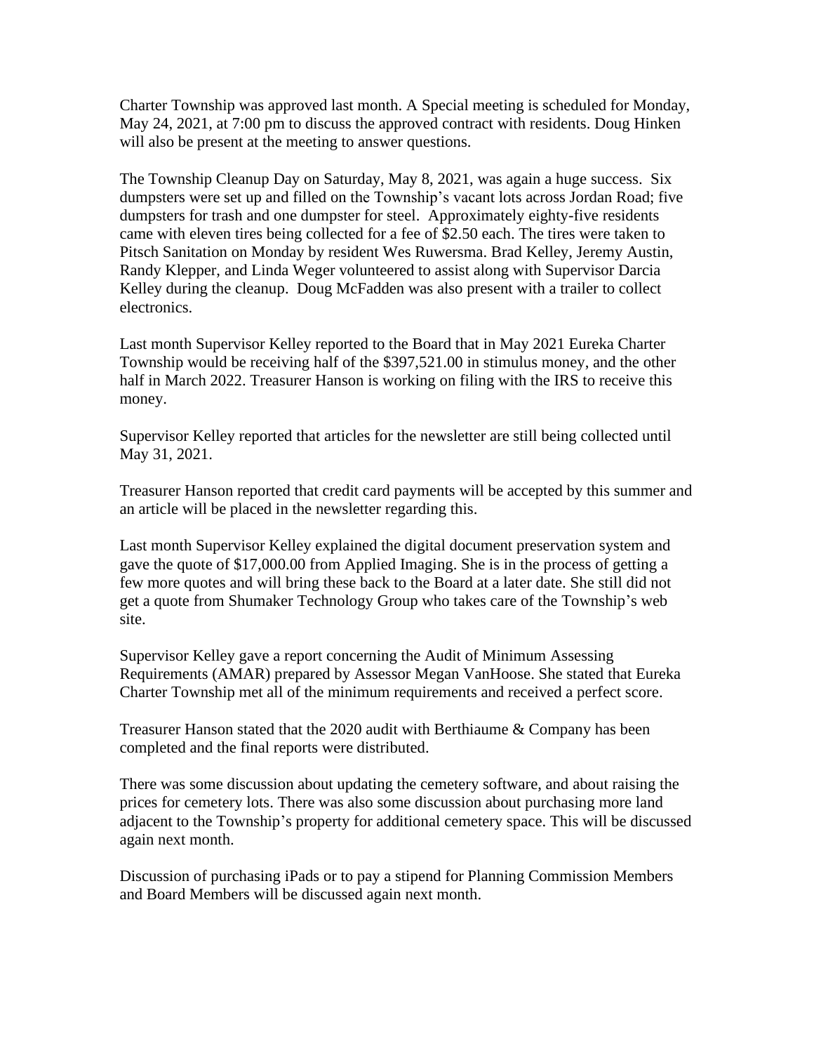Charter Township was approved last month. A Special meeting is scheduled for Monday, May 24, 2021, at 7:00 pm to discuss the approved contract with residents. Doug Hinken will also be present at the meeting to answer questions.

The Township Cleanup Day on Saturday, May 8, 2021, was again a huge success. Six dumpsters were set up and filled on the Township's vacant lots across Jordan Road; five dumpsters for trash and one dumpster for steel. Approximately eighty-five residents came with eleven tires being collected for a fee of $2.50 each. The tires were taken to Pitsch Sanitation on Monday by resident Wes Ruwersma. Brad Kelley, Jeremy Austin, Randy Klepper, and Linda Weger volunteered to assist along with Supervisor Darcia Kelley during the cleanup. Doug McFadden was also present with a trailer to collect electronics.

Last month Supervisor Kelley reported to the Board that in May 2021 Eureka Charter Township would be receiving half of the $397,521.00 in stimulus money, and the other half in March 2022. Treasurer Hanson is working on filing with the IRS to receive this money.

Supervisor Kelley reported that articles for the newsletter are still being collected until May 31, 2021.

Treasurer Hanson reported that credit card payments will be accepted by this summer and an article will be placed in the newsletter regarding this.

Last month Supervisor Kelley explained the digital document preservation system and gave the quote of $17,000.00 from Applied Imaging. She is in the process of getting a few more quotes and will bring these back to the Board at a later date. She still did not get a quote from Shumaker Technology Group who takes care of the Township's web site.

Supervisor Kelley gave a report concerning the Audit of Minimum Assessing Requirements (AMAR) prepared by Assessor Megan VanHoose. She stated that Eureka Charter Township met all of the minimum requirements and received a perfect score.

Treasurer Hanson stated that the 2020 audit with Berthiaume & Company has been completed and the final reports were distributed.

There was some discussion about updating the cemetery software, and about raising the prices for cemetery lots. There was also some discussion about purchasing more land adjacent to the Township's property for additional cemetery space. This will be discussed again next month.

Discussion of purchasing iPads or to pay a stipend for Planning Commission Members and Board Members will be discussed again next month.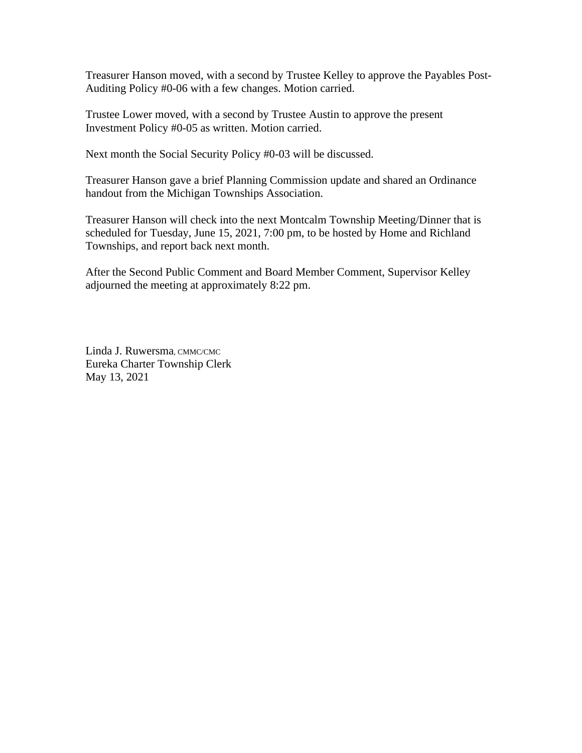Treasurer Hanson moved, with a second by Trustee Kelley to approve the Payables Post-Auditing Policy #0-06 with a few changes. Motion carried.

Trustee Lower moved, with a second by Trustee Austin to approve the present Investment Policy #0-05 as written. Motion carried.

Next month the Social Security Policy #0-03 will be discussed.

Treasurer Hanson gave a brief Planning Commission update and shared an Ordinance handout from the Michigan Townships Association.

Treasurer Hanson will check into the next Montcalm Township Meeting/Dinner that is scheduled for Tuesday, June 15, 2021, 7:00 pm, to be hosted by Home and Richland Townships, and report back next month.

After the Second Public Comment and Board Member Comment, Supervisor Kelley adjourned the meeting at approximately 8:22 pm.

Linda J. Ruwersma, CMMC/CMC
Eureka Charter Township Clerk
May 13, 2021